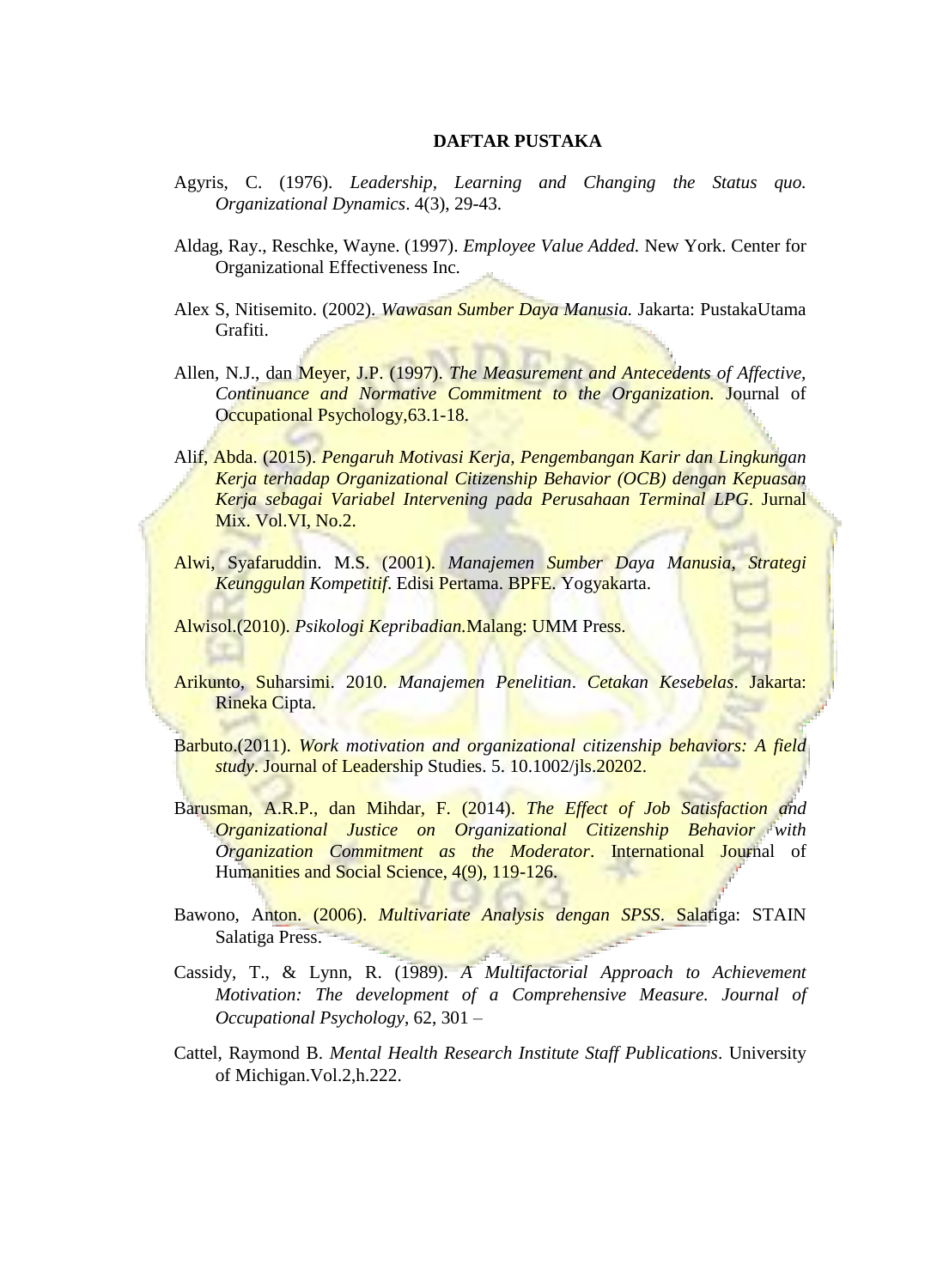# DAFTAR PUSTAKA

Agyris, C. (1976). *Leadership, Learning and Changing the Status quo. Organizational Dynamics*. 4(3), 29-43.

Aldag, Ray., Reschke, Wayne. (1997). *Employee Value Added.* New York. Center for Organizational Effectiveness Inc.

Alex S, Nitisemito. (2002). *Wawasan Sumber Daya Manusia.* Jakarta: PustakaUtama Grafiti.

Allen, N.J., dan Meyer, J.P. (1997). *The Measurement and Antecedents of Affective, Continuance and Normative Commitment to the Organization.* Journal of Occupational Psychology,63.1-18.

Alif, Abda. (2015). *Pengaruh Motivasi Kerja, Pengembangan Karir dan Lingkungan Kerja terhadap Organizational Citizenship Behavior (OCB) dengan Kepuasan Kerja sebagai Variabel Intervening pada Perusahaan Terminal LPG*. Jurnal Mix. Vol.VI, No.2.

Alwi, Syafaruddin. M.S. (2001). *Manajemen Sumber Daya Manusia, Strategi Keunggulan Kompetitif*. Edisi Pertama. BPFE. Yogyakarta.

Alwisol.(2010). *Psikologi Kepribadian.*Malang: UMM Press.

Arikunto, Suharsimi. 2010. *Manajemen Penelitian*. *Cetakan Kesebelas*. Jakarta: Rineka Cipta.

Barbuto.(2011). *Work motivation and organizational citizenship behaviors: A field study*. Journal of Leadership Studies. 5. 10.1002/jls.20202.

Barusman, A.R.P., dan Mihdar, F. (2014). *The Effect of Job Satisfaction and Organizational Justice on Organizational Citizenship Behavior with Organization Commitment as the Moderator*. International Journal of Humanities and Social Science, 4(9), 119-126.

Bawono, Anton. (2006). *Multivariate Analysis dengan SPSS*. Salatiga: STAIN Salatiga Press.

Cassidy, T., & Lynn, R. (1989). *A Multifactorial Approach to Achievement Motivation: The development of a Comprehensive Measure. Journal of Occupational Psychology*, 62, 301 –

Cattel, Raymond B. *Mental Health Research Institute Staff Publications*. University of Michigan.Vol.2,h.222.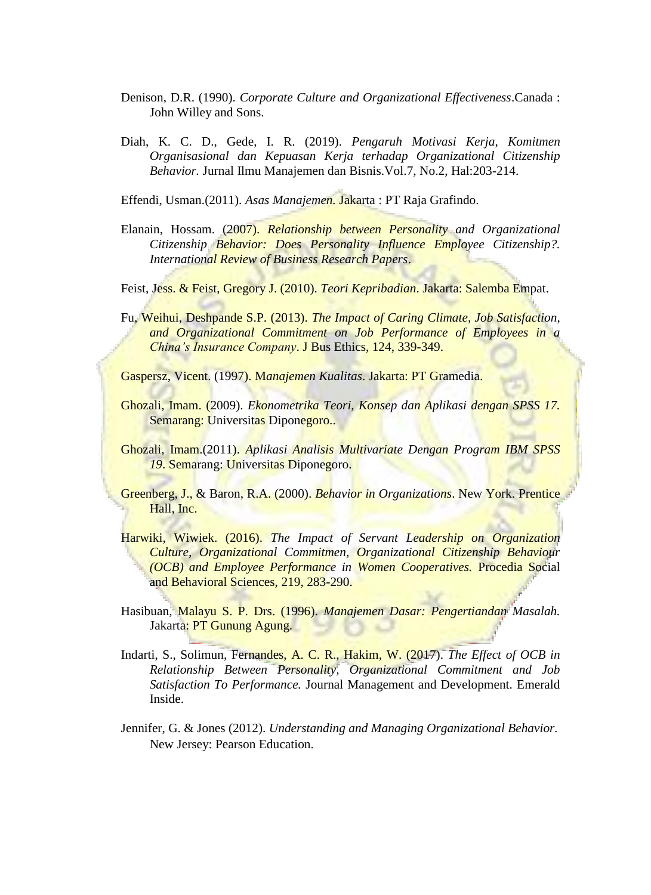Denison, D.R. (1990). *Corporate Culture and Organizational Effectiveness*.Canada : John Willey and Sons.

Diah, K. C. D., Gede, I. R. (2019). *Pengaruh Motivasi Kerja, Komitmen Organisasional dan Kepuasan Kerja terhadap Organizational Citizenship Behavior.* Jurnal Ilmu Manajemen dan Bisnis.Vol.7, No.2, Hal:203-214.

Effendi, Usman.(2011). *Asas Manajemen.* Jakarta : PT Raja Grafindo.

Elanain, Hossam. (2007). *Relationship between Personality and Organizational Citizenship Behavior: Does Personality Influence Employee Citizenship?. International Review of Business Research Papers*.

Feist, Jess. & Feist, Gregory J. (2010). *Teori Kepribadian*. Jakarta: Salemba Empat.

Fu, Weihui, Deshpande S.P. (2013). *The Impact of Caring Climate, Job Satisfaction, and Organizational Commitment on Job Performance of Employees in a China's Insurance Company*. J Bus Ethics, 124, 339-349.

Gaspersz, Vicent. (1997). M*anajemen Kualitas*. Jakarta: PT Gramedia.

Ghozali, Imam. (2009). *Ekonometrika Teori, Konsep dan Aplikasi dengan SPSS 17.* Semarang: Universitas Diponegoro..

Ghozali, Imam.(2011). *Aplikasi Analisis Multivariate Dengan Program IBM SPSS 19*. Semarang: Universitas Diponegoro.

Greenberg, J., & Baron, R.A. (2000). *Behavior in Organizations*. New York. Prentice Hall, Inc.

Harwiki, Wiwiek. (2016). *The Impact of Servant Leadership on Organization Culture, Organizational Commitmen, Organizational Citizenship Behaviour (OCB) and Employee Performance in Women Cooperatives.* Procedia Social and Behavioral Sciences, 219, 283-290.

Hasibuan, Malayu S. P. Drs. (1996). *Manajemen Dasar: Pengertiandan Masalah.* Jakarta: PT Gunung Agung.

Indarti, S., Solimun, Fernandes, A. C. R., Hakim, W. (2017). *The Effect of OCB in Relationship Between Personality, Organizational Commitment and Job Satisfaction To Performance.* Journal Management and Development. Emerald Inside.

Jennifer, G. & Jones (2012). *Understanding and Managing Organizational Behavior.* New Jersey: Pearson Education.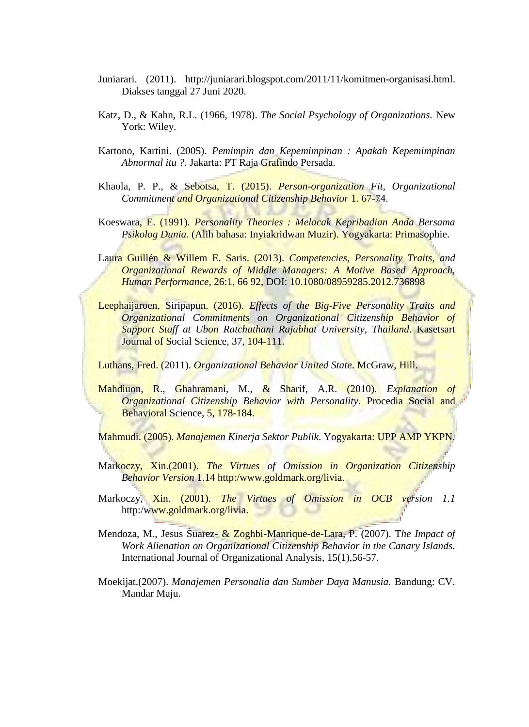Juniarari. (2011). http://juniarari.blogspot.com/2011/11/komitmen-organisasi.html. Diakses tanggal 27 Juni 2020.

Katz, D., & Kahn, R.L. (1966, 1978). *The Social Psychology of Organizations.* New York: Wiley.

Kartono, Kartini. (2005). *Pemimpin dan Kepemimpinan : Apakah Kepemimpinan Abnormal itu ?*. Jakarta: PT Raja Grafindo Persada.

Khaola, P. P., & Sebotsa, T. (2015). *Person-organization Fit, Organizational Commitment and Organizational Citizenship Behavior* 1. 67-74.

Koeswara, E. (1991). *Personality Theories : Melacak Kepribadian Anda Bersama Psikolog Dunia.* (Alih bahasa: Inyiakridwan Muzir). Yogyakarta: Primasophie.

Laura Guillén & Willem E. Saris. (2013). *Competencies, Personality Traits, and Organizational Rewards of Middle Managers: A Motive Based Approach, Human Performance*, 26:1, 66 92, DOI: 10.1080/08959285.2012.736898

Leephaijaroen, Siripapun. (2016). *Effects of the Big-Five Personality Traits and Organizational Commitments on Organizational Citizenship Behavior of Support Staff at Ubon Ratchathani Rajabhat University, Thailand*. Kasetsart Journal of Social Science, 37, 104-111.

Luthans, Fred. (2011). *Organizational Behavior United State*. McGraw, Hill.

Mahdiuon, R., Ghahramani, M., & Sharif, A.R. (2010). *Explanation of Organizational Citizenship Behavior with Personality*. Procedia Social and Behavioral Science, 5, 178-184.

Mahmudi. (2005). *Manajemen Kinerja Sektor Publik*. Yogyakarta: UPP AMP YKPN.

Markoczy, Xin.(2001). *The Virtues of Omission in Organization Citizenship Behavior Version* 1.14 http:/www.goldmark.org/livia.

Markoczy, Xin. (2001). *The Virtues of Omission in OCB version 1.1* http:/www.goldmark.org/livia.

Mendoza, M., Jesus Suarez- & Zoghbi-Manrique-de-Lara, P. (2007). T*he Impact of Work Alienation on Organizational Citizenship Behavior in the Canary Islands.* International Journal of Organizational Analysis, 15(1),56-57.

Moekijat.(2007). *Manajemen Personalia dan Sumber Daya Manusia.* Bandung: CV. Mandar Maju.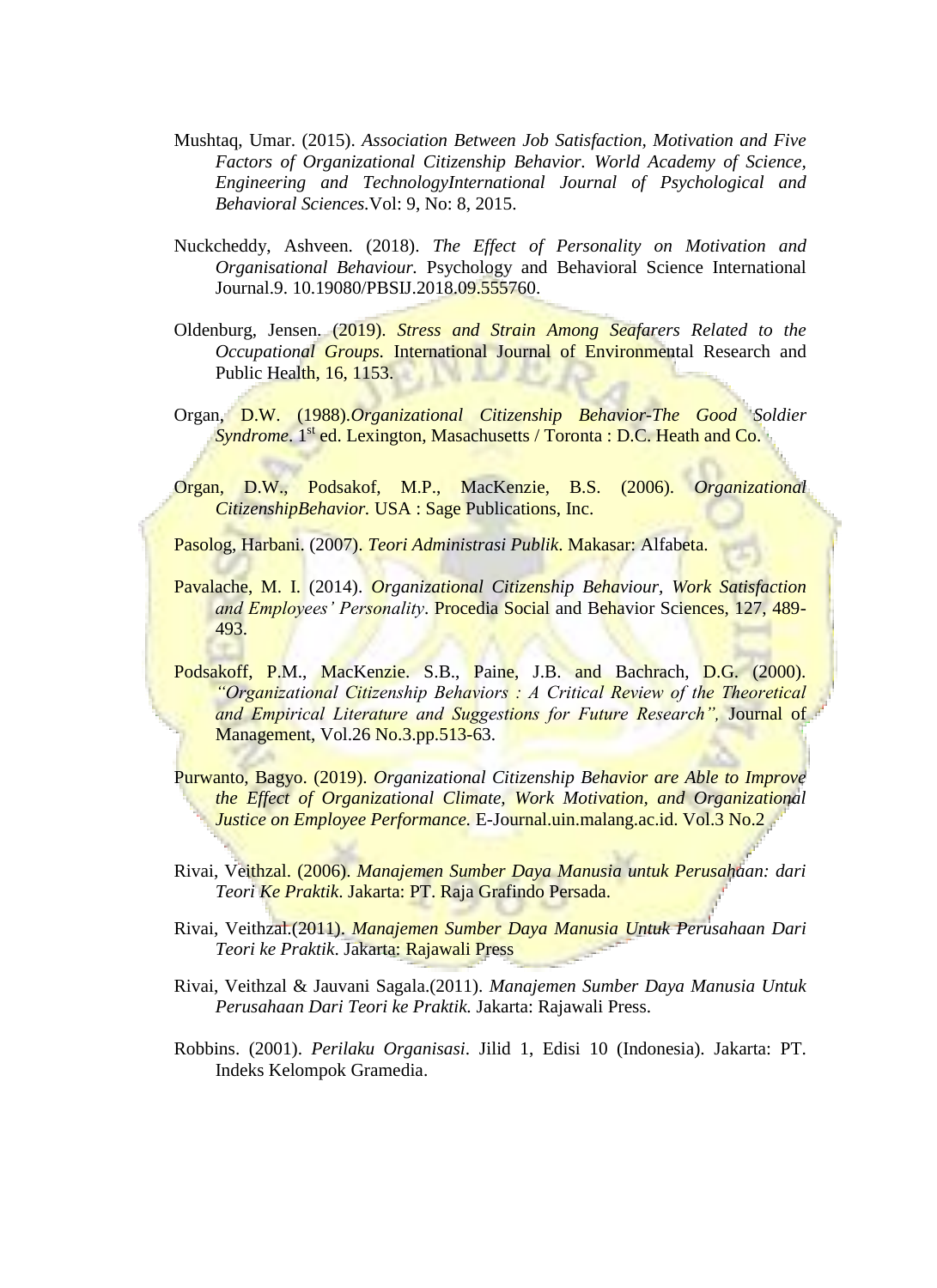Mushtaq, Umar. (2015). *Association Between Job Satisfaction, Motivation and Five Factors of Organizational Citizenship Behavior. World Academy of Science, Engineering and TechnologyInternational Journal of Psychological and Behavioral Sciences.*Vol: 9, No: 8, 2015.

Nuckcheddy, Ashveen. (2018). *The Effect of Personality on Motivation and Organisational Behaviour.* Psychology and Behavioral Science International Journal.9. 10.19080/PBSIJ.2018.09.555760.

Oldenburg, Jensen. (2019). *Stress and Strain Among Seafarers Related to the Occupational Groups.* International Journal of Environmental Research and Public Health, 16, 1153.

Organ, D.W. (1988).*Organizational Citizenship Behavior-The Good Soldier Syndrome*. 1st ed. Lexington, Masachusetts / Toronta : D.C. Heath and Co.

Organ, D.W., Podsakof, M.P., MacKenzie, B.S. (2006). *Organizational CitizenshipBehavior.* USA : Sage Publications, Inc.

Pasolog, Harbani. (2007). *Teori Administrasi Publik*. Makasar: Alfabeta.

Pavalache, M. I. (2014). *Organizational Citizenship Behaviour, Work Satisfaction and Employees' Personality*. Procedia Social and Behavior Sciences, 127, 489-493.

Podsakoff, P.M., MacKenzie. S.B., Paine, J.B. and Bachrach, D.G. (2000). *"Organizational Citizenship Behaviors : A Critical Review of the Theoretical and Empirical Literature and Suggestions for Future Research",* Journal of Management, Vol.26 No.3.pp.513-63.

Purwanto, Bagyo. (2019). *Organizational Citizenship Behavior are Able to Improve the Effect of Organizational Climate, Work Motivation, and Organizational Justice on Employee Performance.* E-Journal.uin.malang.ac.id. Vol.3 No.2

Rivai, Veithzal. (2006). *Manajemen Sumber Daya Manusia untuk Perusahaan: dari Teori Ke Praktik*. Jakarta: PT. Raja Grafindo Persada.

Rivai, Veithzal.(2011). *Manajemen Sumber Daya Manusia Untuk Perusahaan Dari Teori ke Praktik*. Jakarta: Rajawali Press

Rivai, Veithzal & Jauvani Sagala.(2011). *Manajemen Sumber Daya Manusia Untuk Perusahaan Dari Teori ke Praktik.* Jakarta: Rajawali Press.

Robbins. (2001). *Perilaku Organisasi*. Jilid 1, Edisi 10 (Indonesia). Jakarta: PT. Indeks Kelompok Gramedia.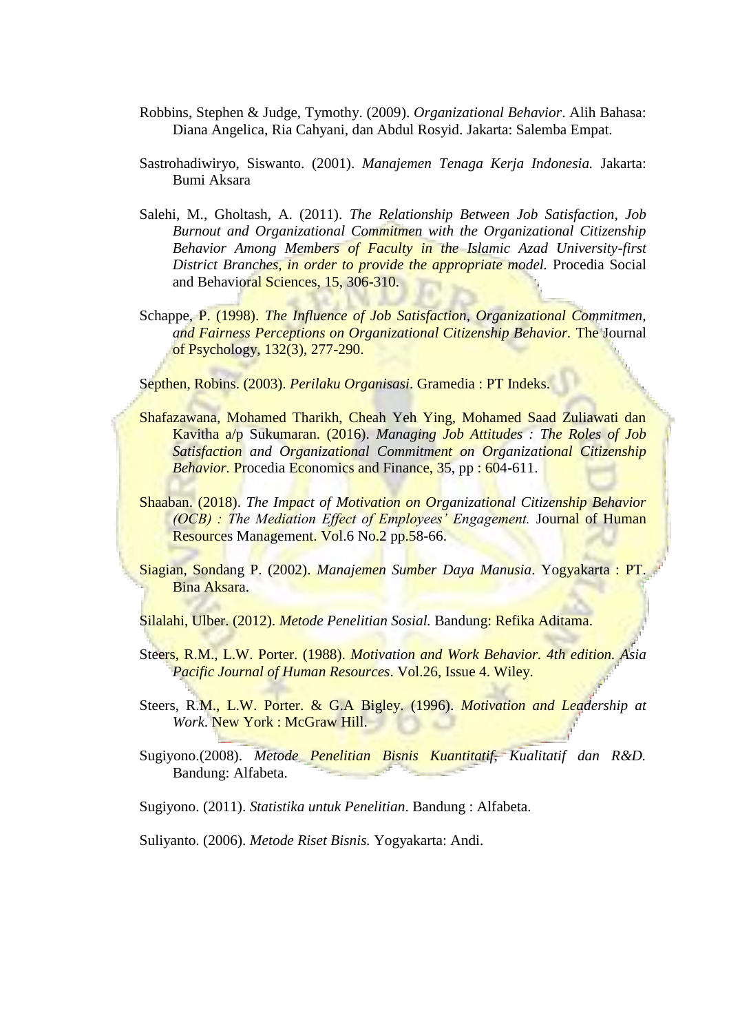Robbins, Stephen & Judge, Tymothy. (2009). *Organizational Behavior*. Alih Bahasa: Diana Angelica, Ria Cahyani, dan Abdul Rosyid. Jakarta: Salemba Empat.

Sastrohadiwiryo, Siswanto. (2001). *Manajemen Tenaga Kerja Indonesia.* Jakarta: Bumi Aksara

Salehi, M., Gholtash, A. (2011). *The Relationship Between Job Satisfaction, Job Burnout and Organizational Commitmen with the Organizational Citizenship Behavior Among Members of Faculty in the Islamic Azad University-first District Branches, in order to provide the appropriate model.* Procedia Social and Behavioral Sciences, 15, 306-310.

Schappe, P. (1998). *The Influence of Job Satisfaction, Organizational Commitmen, and Fairness Perceptions on Organizational Citizenship Behavior.* The Journal of Psychology, 132(3), 277-290.

Septhen, Robins. (2003). *Perilaku Organisasi*. Gramedia : PT Indeks.

Shafazawana, Mohamed Tharikh, Cheah Yeh Ying, Mohamed Saad Zuliawati dan Kavitha a/p Sukumaran. (2016). *Managing Job Attitudes : The Roles of Job Satisfaction and Organizational Commitment on Organizational Citizenship Behavior.* Procedia Economics and Finance, 35, pp : 604-611.

Shaaban. (2018). *The Impact of Motivation on Organizational Citizenship Behavior (OCB) : The Mediation Effect of Employees' Engagement.* Journal of Human Resources Management. Vol.6 No.2 pp.58-66.

Siagian, Sondang P. (2002). *Manajemen Sumber Daya Manusia*. Yogyakarta : PT. Bina Aksara.

Silalahi, Ulber. (2012). *Metode Penelitian Sosial.* Bandung: Refika Aditama.

Steers, R.M., L.W. Porter. (1988). *Motivation and Work Behavior. 4th edition. Asia Pacific Journal of Human Resources*. Vol.26, Issue 4. Wiley.

Steers, R.M., L.W. Porter. & G.A Bigley. (1996). *Motivation and Leadership at Work.* New York : McGraw Hill.

Sugiyono.(2008). *Metode Penelitian Bisnis Kuantitatif, Kualitatif dan R&D.* Bandung: Alfabeta.

Sugiyono. (2011). *Statistika untuk Penelitian*. Bandung : Alfabeta.

Suliyanto. (2006). *Metode Riset Bisnis.* Yogyakarta: Andi.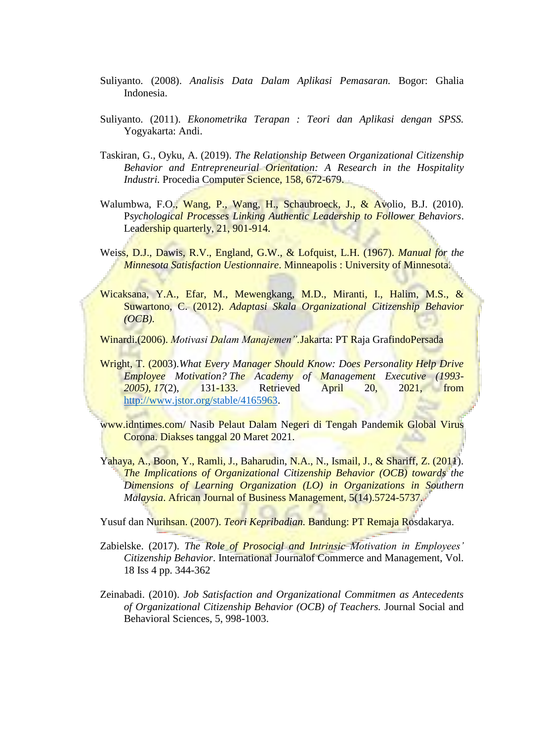Suliyanto. (2008). *Analisis Data Dalam Aplikasi Pemasaran.* Bogor: Ghalia Indonesia.

Suliyanto. (2011). *Ekonometrika Terapan : Teori dan Aplikasi dengan SPSS.* Yogyakarta: Andi.

Taskiran, G., Oyku, A. (2019). *The Relationship Between Organizational Citizenship Behavior and Entrepreneurial Orientation: A Research in the Hospitality Industri.* Procedia Computer Science, 158, 672-679.

Walumbwa, F.O., Wang, P., Wang, H., Schaubroeck, J., & Avolio, B.J. (2010). P*sychological Processes Linking Authentic Leadership to Follower Behaviors*. Leadership quarterly, 21, 901-914.

Weiss, D.J., Dawis, R.V., England, G.W., & Lofquist, L.H. (1967). *Manual for the Minnesota Satisfaction Uestionnaire*. Minneapolis : University of Minnesota.

Wicaksana, Y.A., Efar, M., Mewengkang, M.D., Miranti, I., Halim, M.S., & Suwartono, C. (2012). *Adaptasi Skala Organizational Citizenship Behavior (OCB).*

Winardi.(2006). *Motivasi Dalam Manajemen".*Jakarta: PT Raja GrafindoPersada

Wright, T. (2003).*What Every Manager Should Know: Does Personality Help Drive Employee Motivation? The Academy of Management Executive (1993-2005), 17*(2), 131-133. Retrieved April 20, 2021, from http://www.jstor.org/stable/4165963.

www.idntimes.com/ Nasib Pelaut Dalam Negeri di Tengah Pandemik Global Virus Corona. Diakses tanggal 20 Maret 2021.

Yahaya, A., Boon, Y., Ramli, J., Baharudin, N.A., N., Ismail, J., & Shariff, Z. (2011). *The Implications of Organizational Citizenship Behavior (OCB) towards the Dimensions of Learning Organization (LO) in Organizations in Southern Malaysia*. African Journal of Business Management, 5(14).5724-5737.

Yusuf dan Nurihsan. (2007). *Teori Kepribadian.* Bandung: PT Remaja Rosdakarya.

Zabielske. (2017). *The Role of Prosocial and Intrinsic Motivation in Employees' Citizenship Behavior*. International Journalof Commerce and Management, Vol. 18 Iss 4 pp. 344-362

Zeinabadi. (2010). *Job Satisfaction and Organizational Commitmen as Antecedents of Organizational Citizenship Behavior (OCB) of Teachers.* Journal Social and Behavioral Sciences, 5, 998-1003.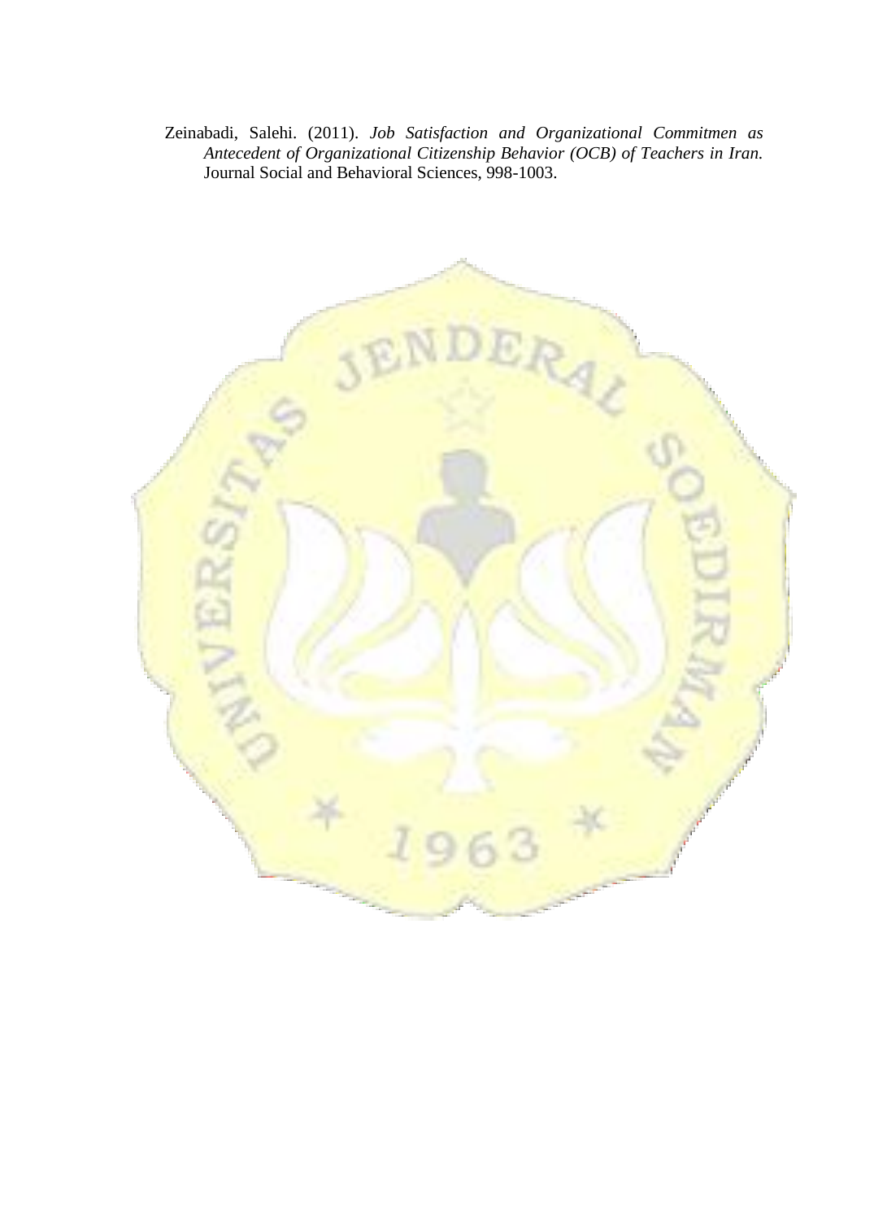Zeinabadi, Salehi. (2011). *Job Satisfaction and Organizational Commitmen as Antecedent of Organizational Citizenship Behavior (OCB) of Teachers in Iran.* Journal Social and Behavioral Sciences, 998-1003.